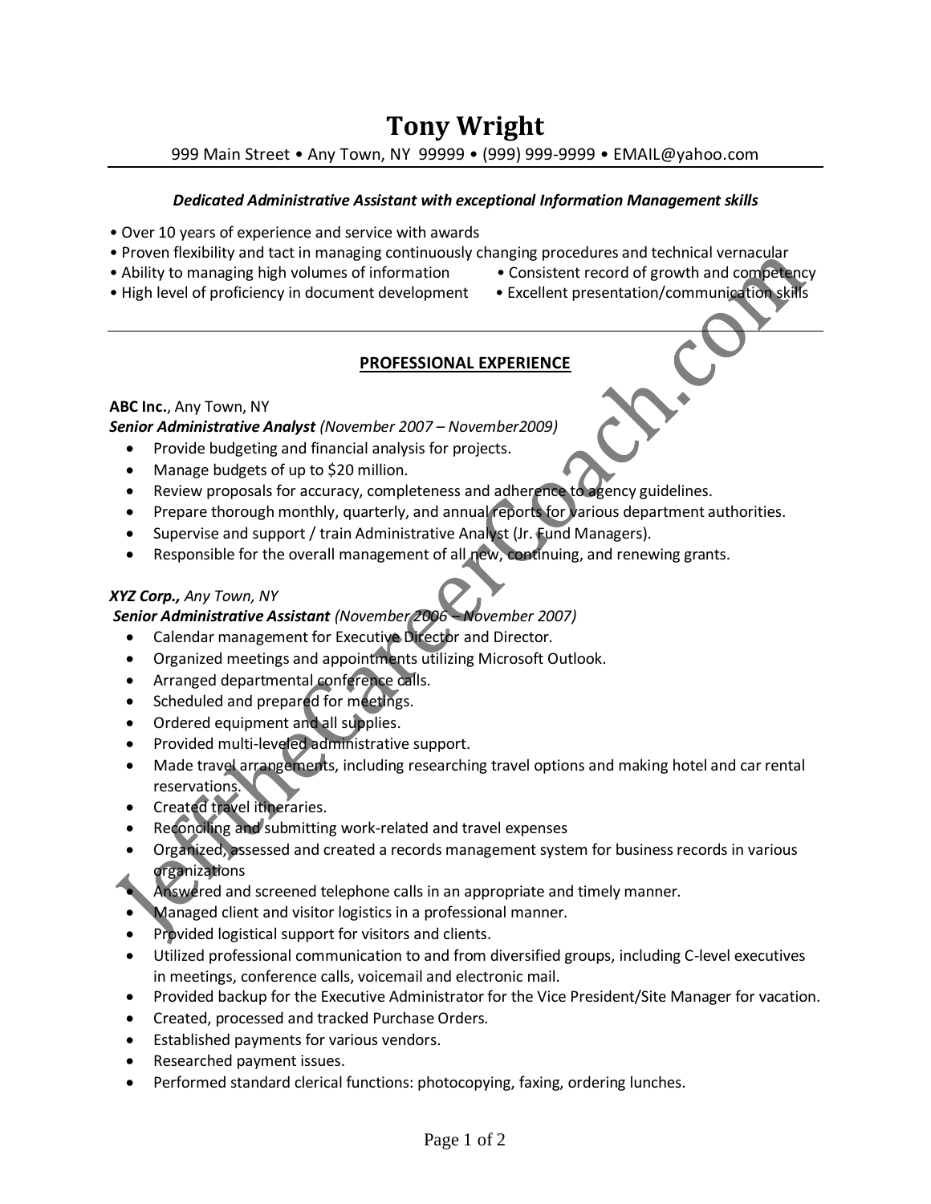# Tony Wright

999 Main Street • Any Town, NY 99999 • (999) 999-9999 • EMAIL@yahoo.com

***Dedicated Administrative Assistant with exceptional Information Management skills***

- Over 10 years of experience and service with awards
- Proven flexibility and tact in managing continuously changing procedures and technical vernacular
- Ability to managing high volumes of information
- Consistent record of growth and competency
- High level of proficiency in document development
- Excellent presentation/communication skills

## PROFESSIONAL EXPERIENCE

**ABC Inc.**, Any Town, NY
***Senior Administrative Analyst*** *(November 2007 – November2009)*

- Provide budgeting and financial analysis for projects.
- Manage budgets of up to $20 million.
- Review proposals for accuracy, completeness and adherence to agency guidelines.
- Prepare thorough monthly, quarterly, and annual reports for various department authorities.
- Supervise and support / train Administrative Analyst (Jr. Fund Managers).
- Responsible for the overall management of all new, continuing, and renewing grants.

***XYZ Corp.,*** *Any Town, NY*
***Senior Administrative Assistant*** *(November 2006 – November 2007)*

- Calendar management for Executive Director and Director.
- Organized meetings and appointments utilizing Microsoft Outlook.
- Arranged departmental conference calls.
- Scheduled and prepared for meetings.
- Ordered equipment and all supplies.
- Provided multi-leveled administrative support.
- Made travel arrangements, including researching travel options and making hotel and car rental reservations.
- Created travel itineraries.
- Reconciling and submitting work-related and travel expenses
- Organized, assessed and created a records management system for business records in various organizations
- Answered and screened telephone calls in an appropriate and timely manner.
- Managed client and visitor logistics in a professional manner.
- Provided logistical support for visitors and clients.
- Utilized professional communication to and from diversified groups, including C-level executives in meetings, conference calls, voicemail and electronic mail.
- Provided backup for the Executive Administrator for the Vice President/Site Manager for vacation.
- Created, processed and tracked Purchase Orders.
- Established payments for various vendors.
- Researched payment issues.
- Performed standard clerical functions: photocopying, faxing, ordering lunches.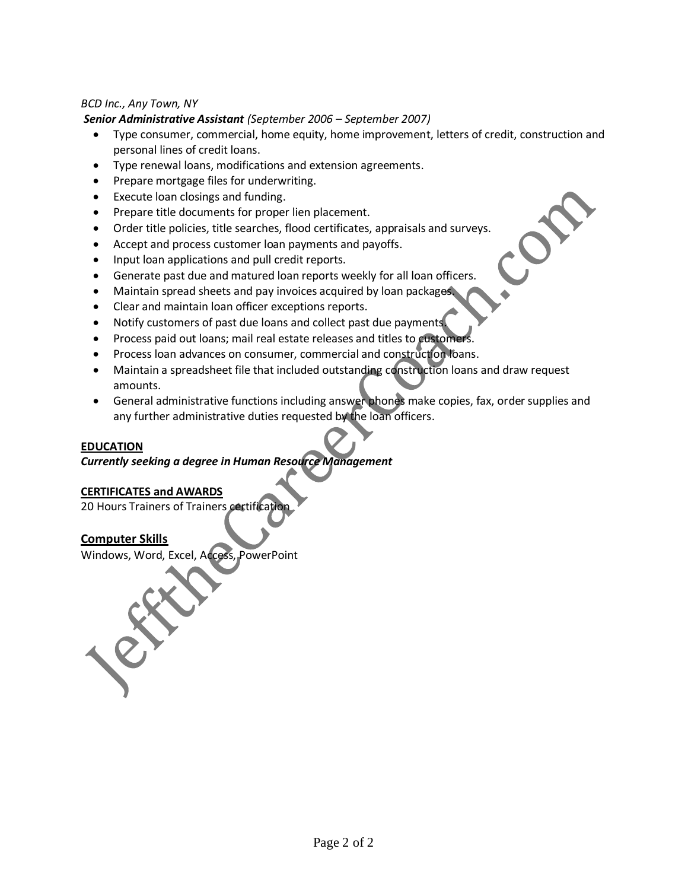*BCD Inc., Any Town, NY*

***Senior Administrative Assistant*** *(September 2006 – September 2007)*

- Type consumer, commercial, home equity, home improvement, letters of credit, construction and personal lines of credit loans.
- Type renewal loans, modifications and extension agreements.
- Prepare mortgage files for underwriting.
- Execute loan closings and funding.
- Prepare title documents for proper lien placement.
- Order title policies, title searches, flood certificates, appraisals and surveys.
- Accept and process customer loan payments and payoffs.
- Input loan applications and pull credit reports.
- Generate past due and matured loan reports weekly for all loan officers.
- Maintain spread sheets and pay invoices acquired by loan packages.
- Clear and maintain loan officer exceptions reports.
- Notify customers of past due loans and collect past due payments.
- Process paid out loans; mail real estate releases and titles to customers.
- Process loan advances on consumer, commercial and construction loans.
- Maintain a spreadsheet file that included outstanding construction loans and draw request amounts.
- General administrative functions including answer phones make copies, fax, order supplies and any further administrative duties requested by the loan officers.

**EDUCATION**

***Currently seeking a degree in Human Resource Management***

**CERTIFICATES and AWARDS**

20 Hours Trainers of Trainers certification

**Computer Skills**

Windows, Word, Excel, Access, PowerPoint